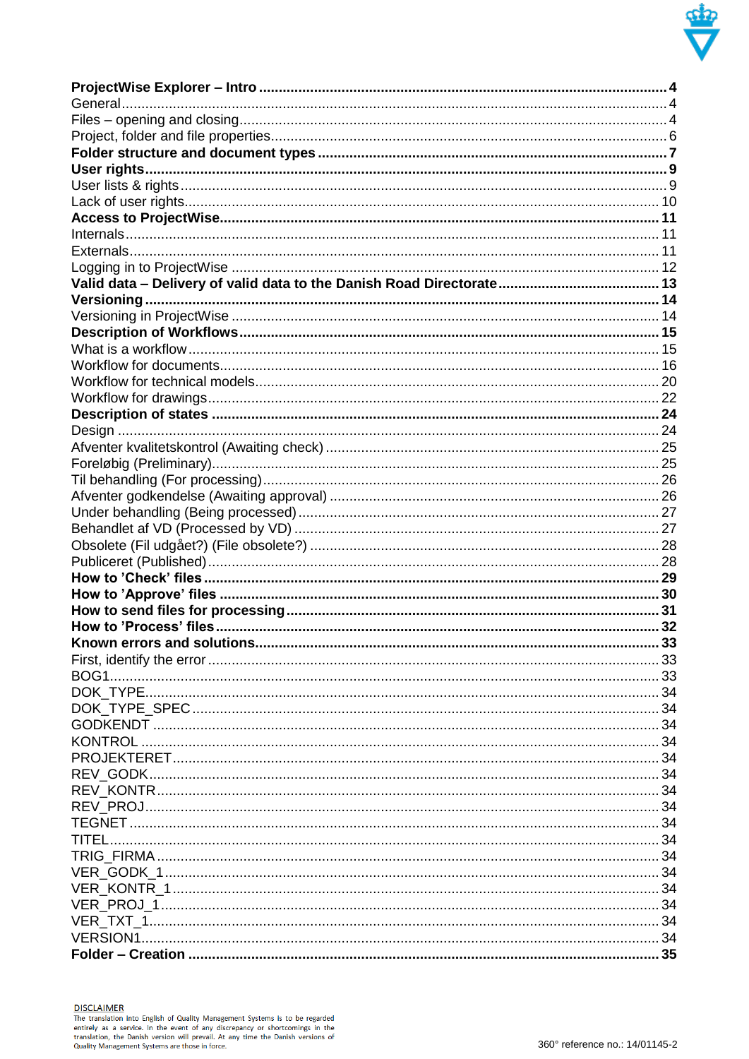**ProjectWise Explorer – Intro** ........ **4**
General ........ 4
Files – opening and closing ........ 4
Project, folder and file properties ........ 6
**Folder structure and document types** ........ **7**
**User rights** ........ **9**
User lists & rights ........ 9
Lack of user rights ........ 10
**Access to ProjectWise** ........ **11**
Internals ........ 11
Externals ........ 11
Logging in to ProjectWise ........ 12
**Valid data – Delivery of valid data to the Danish Road Directorate** ........ **13**
**Versioning** ........ **14**
Versioning in ProjectWise ........ 14
**Description of Workflows** ........ **15**
What is a workflow ........ 15
Workflow for documents ........ 16
Workflow for technical models ........ 20
Workflow for drawings ........ 22
**Description of states** ........ **24**
Design ........ 24
Afventer kvalitetskontrol (Awaiting check) ........ 25
Foreløbig (Preliminary) ........ 25
Til behandling (For processing) ........ 26
Afventer godkendelse (Awaiting approval) ........ 26
Under behandling (Being processed) ........ 27
Behandlet af VD (Processed by VD) ........ 27
Obsolete (Fil udgået?) (File obsolete?) ........ 28
Publiceret (Published) ........ 28
**How to 'Check' files** ........ **29**
**How to 'Approve' files** ........ **30**
**How to send files for processing** ........ **31**
**How to 'Process' files** ........ **32**
**Known errors and solutions** ........ **33**
First, identify the error ........ 33
BOG1 ........ 33
DOK_TYPE ........ 34
DOK_TYPE_SPEC ........ 34
GODKENDT ........ 34
KONTROL ........ 34
PROJEKTERET ........ 34
REV_GODK ........ 34
REV_KONTR ........ 34
REV_PROJ ........ 34
TEGNET ........ 34
TITEL ........ 34
TRIG_FIRMA ........ 34
VER_GODK_1 ........ 34
VER_KONTR_1 ........ 34
VER_PROJ_1 ........ 34
VER_TXT_1 ........ 34
VERSION1 ........ 34
**Folder – Creation** ........ **35**

DISCLAIMER
The translation into English of Quality Management Systems is to be regarded entirely as a service. In the event of any discrepancy or shortcomings in the translation, the Danish version will prevail. At any time the Danish versions of Quality Management Systems are those in force.

360° reference no.: 14/01145-2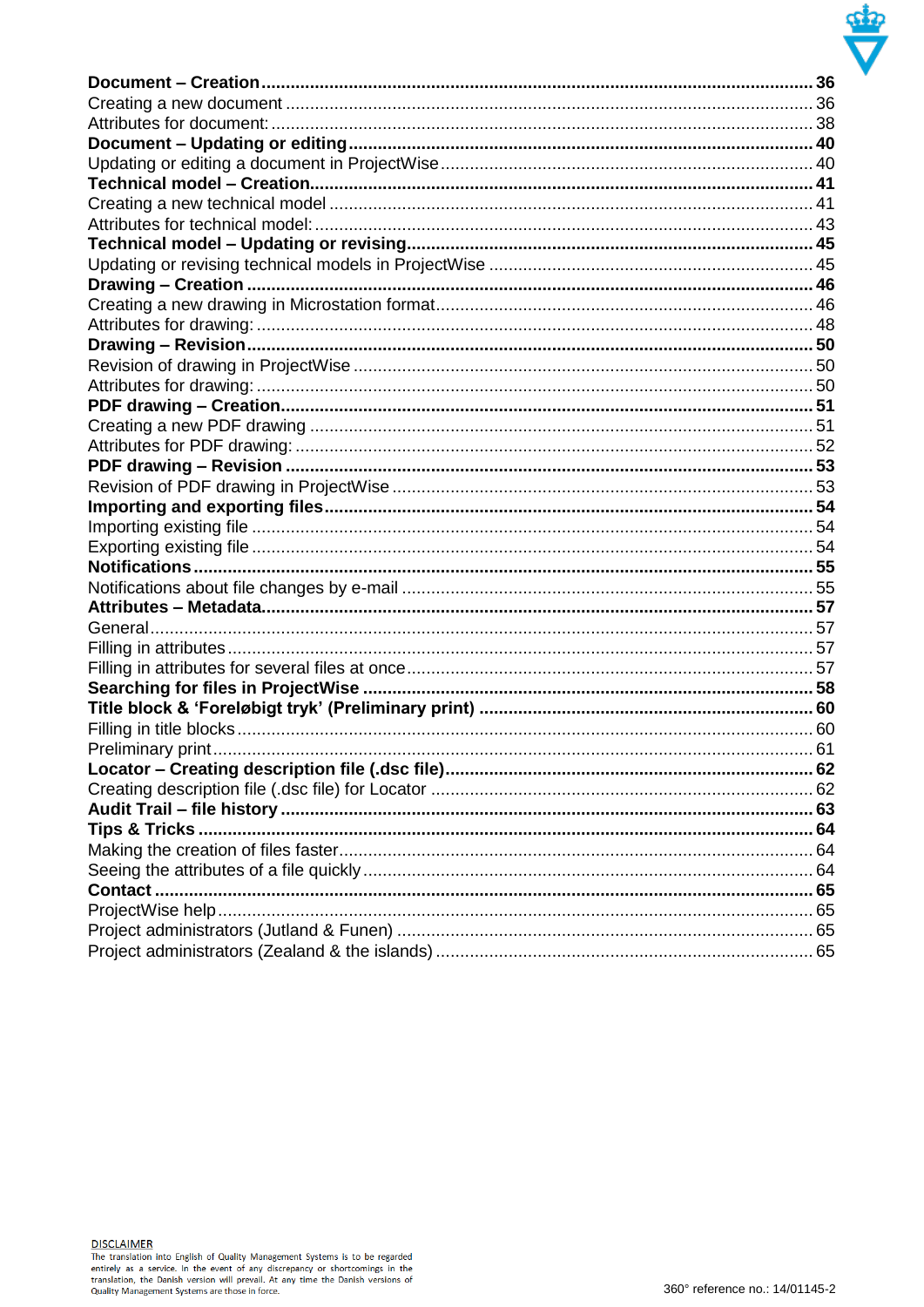**Document – Creation** .......... **36**
Creating a new document .......... 36
Attributes for document: .......... 38
**Document – Updating or editing** .......... **40**
Updating or editing a document in ProjectWise .......... 40
**Technical model – Creation** .......... **41**
Creating a new technical model .......... 41
Attributes for technical model: .......... 43
**Technical model – Updating or revising** .......... **45**
Updating or revising technical models in ProjectWise .......... 45
**Drawing – Creation** .......... **46**
Creating a new drawing in Microstation format .......... 46
Attributes for drawing: .......... 48
**Drawing – Revision** .......... **50**
Revision of drawing in ProjectWise .......... 50
Attributes for drawing: .......... 50
**PDF drawing – Creation** .......... **51**
Creating a new PDF drawing .......... 51
Attributes for PDF drawing: .......... 52
**PDF drawing – Revision** .......... **53**
Revision of PDF drawing in ProjectWise .......... 53
**Importing and exporting files** .......... **54**
Importing existing file .......... 54
Exporting existing file .......... 54
**Notifications** .......... **55**
Notifications about file changes by e-mail .......... 55
**Attributes – Metadata** .......... **57**
General .......... 57
Filling in attributes .......... 57
Filling in attributes for several files at once .......... 57
**Searching for files in ProjectWise** .......... **58**
**Title block & 'Foreløbigt tryk' (Preliminary print)** .......... **60**
Filling in title blocks .......... 60
Preliminary print .......... 61
**Locator – Creating description file (.dsc file)** .......... **62**
Creating description file (.dsc file) for Locator .......... 62
**Audit Trail – file history** .......... **63**
**Tips & Tricks** .......... **64**
Making the creation of files faster .......... 64
Seeing the attributes of a file quickly .......... 64
**Contact** .......... **65**
ProjectWise help .......... 65
Project administrators (Jutland & Funen) .......... 65
Project administrators (Zealand & the islands) .......... 65

DISCLAIMER
The translation into English of Quality Management Systems is to be regarded entirely as a service. In the event of any discrepancy or shortcomings in the translation, the Danish version will prevail. At any time the Danish versions of Quality Management Systems are those in force.

360° reference no.: 14/01145-2